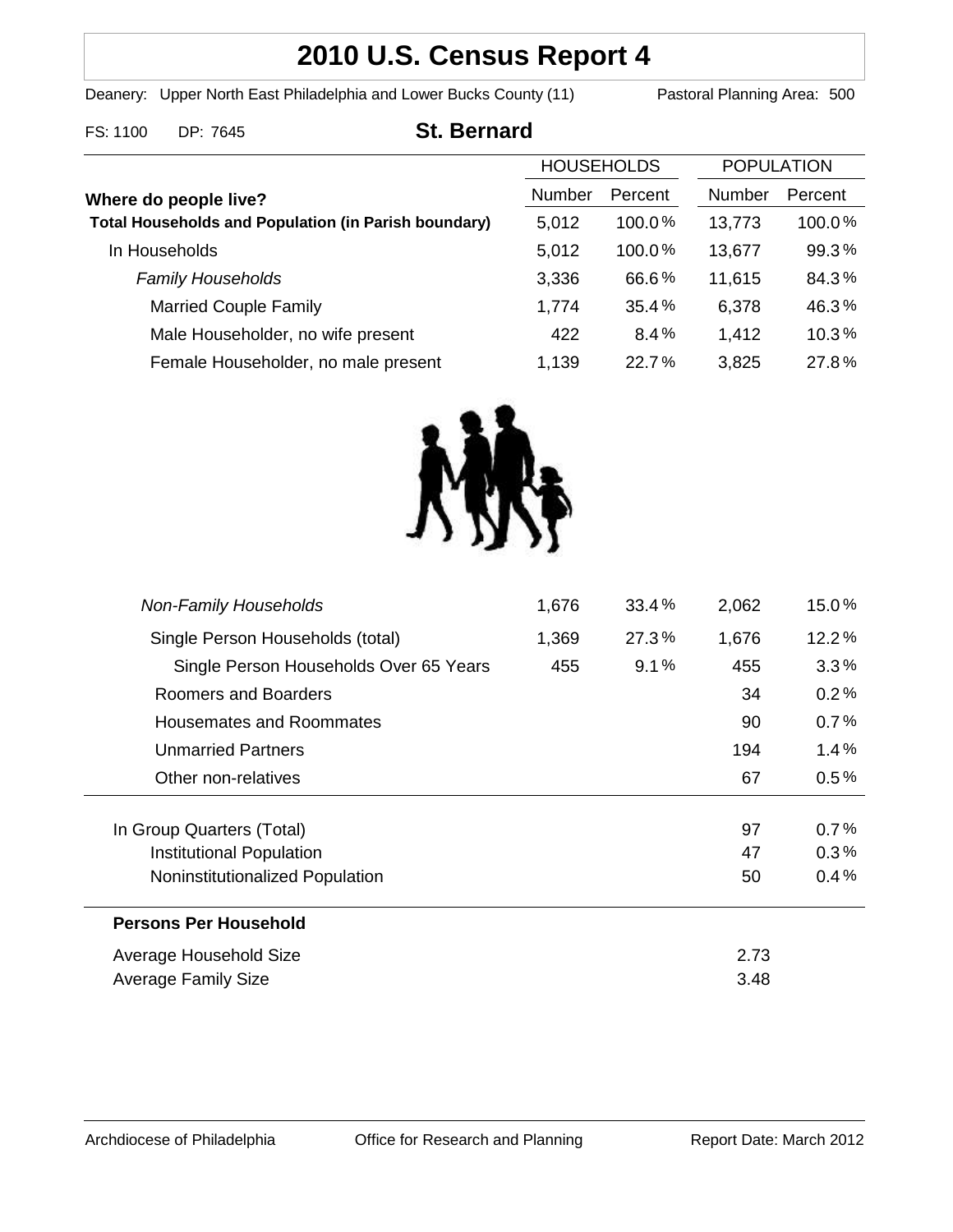# 2010 U.S. Census Report 4

Deanery: Upper North East Philadelphia and Lower Bucks County (11) Pastoral Planning Area: 500

FS: 1100 DP: 7645

## St. Bernard

| Where do people live? | HOUSEHOLDS Number | HOUSEHOLDS Percent | POPULATION Number | POPULATION Percent |
|---|---|---|---|---|
| **Total Households and Population (in Parish boundary)** | 5,012 | 100.0% | 13,773 | 100.0% |
| In Households | 5,012 | 100.0% | 13,677 | 99.3% |
| *Family Households* | 3,336 | 66.6% | 11,615 | 84.3% |
| Married Couple Family | 1,774 | 35.4% | 6,378 | 46.3% |
| Male Householder, no wife present | 422 | 8.4% | 1,412 | 10.3% |
| Female Householder, no male present | 1,139 | 22.7% | 3,825 | 27.8% |
| *Non-Family Households* | 1,676 | 33.4% | 2,062 | 15.0% |
| Single Person Households (total) | 1,369 | 27.3% | 1,676 | 12.2% |
| Single Person Households Over 65 Years | 455 | 9.1% | 455 | 3.3% |
| Roomers and Boarders | | | 34 | 0.2% |
| Housemates and Roommates | | | 90 | 0.7% |
| Unmarried Partners | | | 194 | 1.4% |
| Other non-relatives | | | 67 | 0.5% |
| In Group Quarters (Total) | | | 97 | 0.7% |
| Institutional Population | | | 47 | 0.3% |
| Noninstitutionalized Population | | | 50 | 0.4% |

**Persons Per Household**

| | |
|---|---|
| Average Household Size | 2.73 |
| Average Family Size | 3.48 |

Archdiocese of Philadelphia Office for Research and Planning Report Date: March 2012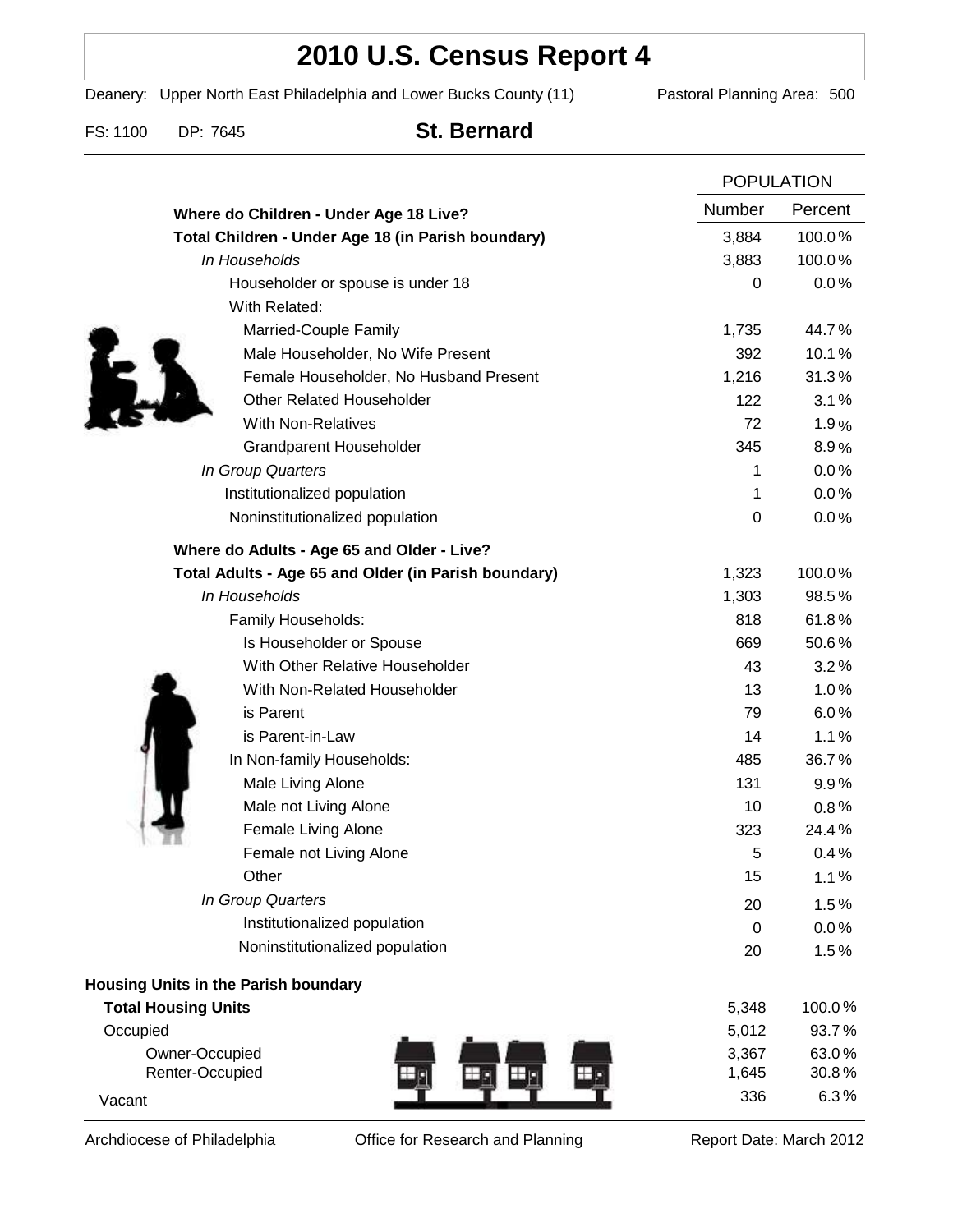# 2010 U.S. Census Report 4

Deanery: Upper North East Philadelphia and Lower Bucks County (11) Pastoral Planning Area: 500

FS: 1100 DP: 7645 **St. Bernard**

| | POPULATION | |
|---|---|---|
| **Where do Children - Under Age 18 Live?** | Number | Percent |
| **Total Children - Under Age 18 (in Parish boundary)** | 3,884 | 100.0% |
| *In Households* | 3,883 | 100.0% |
| Householder or spouse is under 18 | 0 | 0.0% |
| With Related: | | |
| Married-Couple Family | 1,735 | 44.7% |
| Male Householder, No Wife Present | 392 | 10.1% |
| Female Householder, No Husband Present | 1,216 | 31.3% |
| Other Related Householder | 122 | 3.1% |
| With Non-Relatives | 72 | 1.9% |
| Grandparent Householder | 345 | 8.9% |
| *In Group Quarters* | 1 | 0.0% |
| Institutionalized population | 1 | 0.0% |
| Noninstitutionalized population | 0 | 0.0% |
| **Where do Adults - Age 65 and Older - Live?** | | |
| **Total Adults - Age 65 and Older (in Parish boundary)** | 1,323 | 100.0% |
| *In Households* | 1,303 | 98.5% |
| Family Households: | 818 | 61.8% |
| Is Householder or Spouse | 669 | 50.6% |
| With Other Relative Householder | 43 | 3.2% |
| With Non-Related Householder | 13 | 1.0% |
| is Parent | 79 | 6.0% |
| is Parent-in-Law | 14 | 1.1% |
| In Non-family Households: | 485 | 36.7% |
| Male Living Alone | 131 | 9.9% |
| Male not Living Alone | 10 | 0.8% |
| Female Living Alone | 323 | 24.4% |
| Female not Living Alone | 5 | 0.4% |
| Other | 15 | 1.1% |
| *In Group Quarters* | 20 | 1.5% |
| Institutionalized population | 0 | 0.0% |
| Noninstitutionalized population | 20 | 1.5% |
| **Housing Units in the Parish boundary** | | |
| **Total Housing Units** | 5,348 | 100.0% |
| Occupied | 5,012 | 93.7% |
| Owner-Occupied | 3,367 | 63.0% |
| Renter-Occupied | 1,645 | 30.8% |
| Vacant | 336 | 6.3% |

Archdiocese of Philadelphia Office for Research and Planning Report Date: March 2012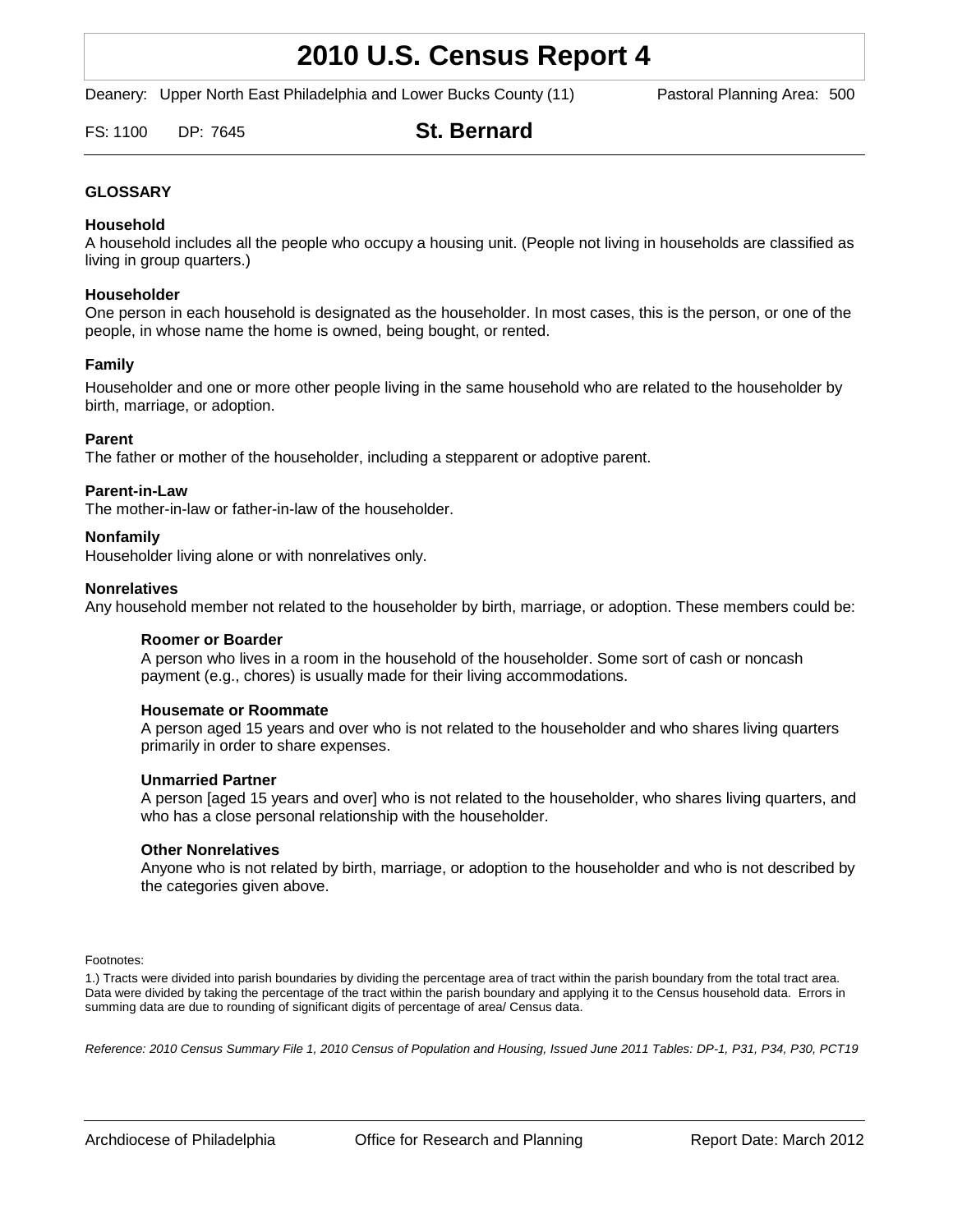# 2010 U.S. Census Report 4

Deanery: Upper North East Philadelphia and Lower Bucks County (11) Pastoral Planning Area: 500

FS: 1100 DP: 7645

## St. Bernard

### GLOSSARY

**Household**
A household includes all the people who occupy a housing unit. (People not living in households are classified as living in group quarters.)

**Householder**
One person in each household is designated as the householder. In most cases, this is the person, or one of the people, in whose name the home is owned, being bought, or rented.

**Family**
Householder and one or more other people living in the same household who are related to the householder by birth, marriage, or adoption.

**Parent**
The father or mother of the householder, including a stepparent or adoptive parent.

**Parent-in-Law**
The mother-in-law or father-in-law of the householder.

**Nonfamily**
Householder living alone or with nonrelatives only.

**Nonrelatives**
Any household member not related to the householder by birth, marriage, or adoption. These members could be:

> **Roomer or Boarder**
> A person who lives in a room in the household of the householder. Some sort of cash or noncash payment (e.g., chores) is usually made for their living accommodations.
>
> **Housemate or Roommate**
> A person aged 15 years and over who is not related to the householder and who shares living quarters primarily in order to share expenses.
>
> **Unmarried Partner**
> A person [aged 15 years and over] who is not related to the householder, who shares living quarters, and who has a close personal relationship with the householder.
>
> **Other Nonrelatives**
> Anyone who is not related by birth, marriage, or adoption to the householder and who is not described by the categories given above.

Footnotes:

1.) Tracts were divided into parish boundaries by dividing the percentage area of tract within the parish boundary from the total tract area. Data were divided by taking the percentage of the tract within the parish boundary and applying it to the Census household data. Errors in summing data are due to rounding of significant digits of percentage of area/ Census data.

*Reference: 2010 Census Summary File 1, 2010 Census of Population and Housing, Issued June 2011 Tables: DP-1, P31, P34, P30, PCT19*

Archdiocese of Philadelphia Office for Research and Planning Report Date: March 2012